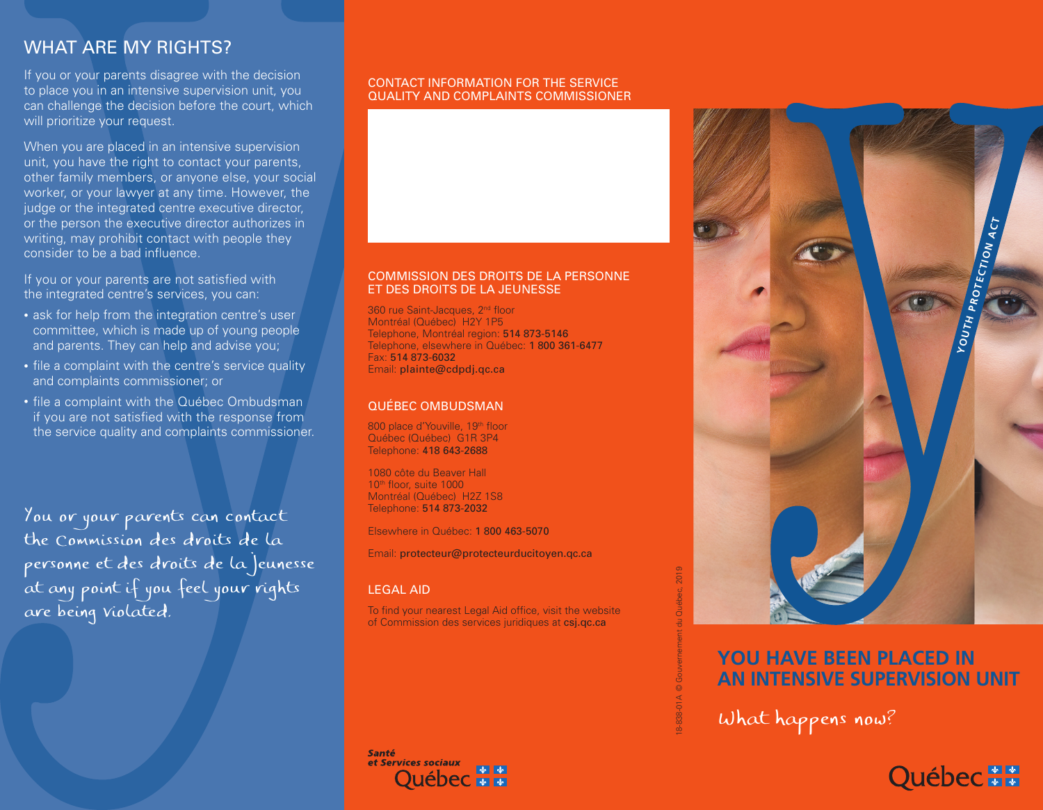## WHAT ARE MY RIGHTS?

If you or your parents disagree with the decision to place you in an intensive supervision unit, you can challenge the decision before the court, which will prioritize your request.

When you are placed in an intensive supervision unit, you have the right to contact your parents, other family members, or anyone else, your social worker, or your lawyer at any time. However, the judge or the integrated centre executive director, or the person the executive director authorizes in writing, may prohibit contact with people they consider to be a bad influence.

If you or your parents are not satisfied with the integrated centre's services, you can:

- ask for help from the integration centre's user committee, which is made up of young people and parents. They can help and advise you;
- file a complaint with the centre's service quality and complaints commissioner; or
- file a complaint with the Québec Ombudsman if you are not satisfied with the response from the service quality and complaints commissioner.

*You or your parents can contact the Commission des droits de la personne et des droits de la Jeunesse at any point if you feel your rights are being violated.*

### CONTACT INFORMATION FOR THE SERVICE QUALITY AND COMPLAINTS COMMISSIONER

### COMMISSION DES DROITS DE LA PERSONNE ET DES DROITS DE LA JEUNESSE

360 rue Saint-Jacques, 2nd floor
Montréal (Québec) H2Y 1P5
Telephone, Montréal region: **514 873-5146**
Telephone, elsewhere in Québec: **1 800 361-6477**
Fax: **514 873-6032**
Email: **plainte@cdpdj.qc.ca**

### QUÉBEC OMBUDSMAN

800 place d'Youville, 19th floor
Québec (Québec) G1R 3P4
Telephone: **418 643-2688**

1080 côte du Beaver Hall
10th floor, suite 1000
Montréal (Québec) H2Z 1S8
Telephone: **514 873-2032**

Elsewhere in Québec: **1 800 463-5070**

Email: **protecteur@protecteurducitoyen.qc.ca**

### LEGAL AID

To find your nearest Legal Aid office, visit the website of Commission des services juridiques at **csj.qc.ca**

Santé et Services sociaux Québec

18-838-01A © Gouvernement du Québec, 2019

YOUTH PROTECTION ACT

# YOU HAVE BEEN PLACED IN AN INTENSIVE SUPERVISION UNIT

*What happens now?*

Québec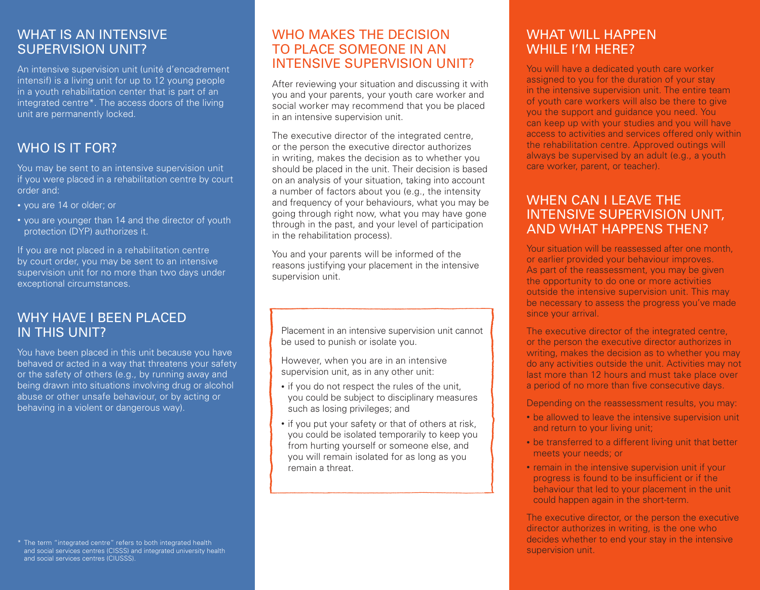## WHAT IS AN INTENSIVE SUPERVISION UNIT?

An intensive supervision unit (unité d'encadrement intensif) is a living unit for up to 12 young people in a youth rehabilitation center that is part of an integrated centre*. The access doors of the living unit are permanently locked.

## WHO IS IT FOR?

You may be sent to an intensive supervision unit if you were placed in a rehabilitation centre by court order and:

- you are 14 or older; or
- you are younger than 14 and the director of youth protection (DYP) authorizes it.

If you are not placed in a rehabilitation centre by court order, you may be sent to an intensive supervision unit for no more than two days under exceptional circumstances.

## WHY HAVE I BEEN PLACED IN THIS UNIT?

You have been placed in this unit because you have behaved or acted in a way that threatens your safety or the safety of others (e.g., by running away and being drawn into situations involving drug or alcohol abuse or other unsafe behaviour, or by acting or behaving in a violent or dangerous way).

* The term "integrated centre" refers to both integrated health and social services centres (CISSS) and integrated university health and social services centres (CIUSSS).

## WHO MAKES THE DECISION TO PLACE SOMEONE IN AN INTENSIVE SUPERVISION UNIT?

After reviewing your situation and discussing it with you and your parents, your youth care worker and social worker may recommend that you be placed in an intensive supervision unit.

The executive director of the integrated centre, or the person the executive director authorizes in writing, makes the decision as to whether you should be placed in the unit. Their decision is based on an analysis of your situation, taking into account a number of factors about you (e.g., the intensity and frequency of your behaviours, what you may be going through right now, what you may have gone through in the past, and your level of participation in the rehabilitation process).

You and your parents will be informed of the reasons justifying your placement in the intensive supervision unit.

Placement in an intensive supervision unit cannot be used to punish or isolate you.

However, when you are in an intensive supervision unit, as in any other unit:

- if you do not respect the rules of the unit, you could be subject to disciplinary measures such as losing privileges; and
- if you put your safety or that of others at risk, you could be isolated temporarily to keep you from hurting yourself or someone else, and you will remain isolated for as long as you remain a threat.

## WHAT WILL HAPPEN WHILE I'M HERE?

You will have a dedicated youth care worker assigned to you for the duration of your stay in the intensive supervision unit. The entire team of youth care workers will also be there to give you the support and guidance you need. You can keep up with your studies and you will have access to activities and services offered only within the rehabilitation centre. Approved outings will always be supervised by an adult (e.g., a youth care worker, parent, or teacher).

## WHEN CAN I LEAVE THE INTENSIVE SUPERVISION UNIT, AND WHAT HAPPENS THEN?

Your situation will be reassessed after one month, or earlier provided your behaviour improves. As part of the reassessment, you may be given the opportunity to do one or more activities outside the intensive supervision unit. This may be necessary to assess the progress you've made since your arrival.

The executive director of the integrated centre, or the person the executive director authorizes in writing, makes the decision as to whether you may do any activities outside the unit. Activities may not last more than 12 hours and must take place over a period of no more than five consecutive days.

Depending on the reassessment results, you may:

- be allowed to leave the intensive supervision unit and return to your living unit;
- be transferred to a different living unit that better meets your needs; or
- remain in the intensive supervision unit if your progress is found to be insufficient or if the behaviour that led to your placement in the unit could happen again in the short-term.

The executive director, or the person the executive director authorizes in writing, is the one who decides whether to end your stay in the intensive supervision unit.